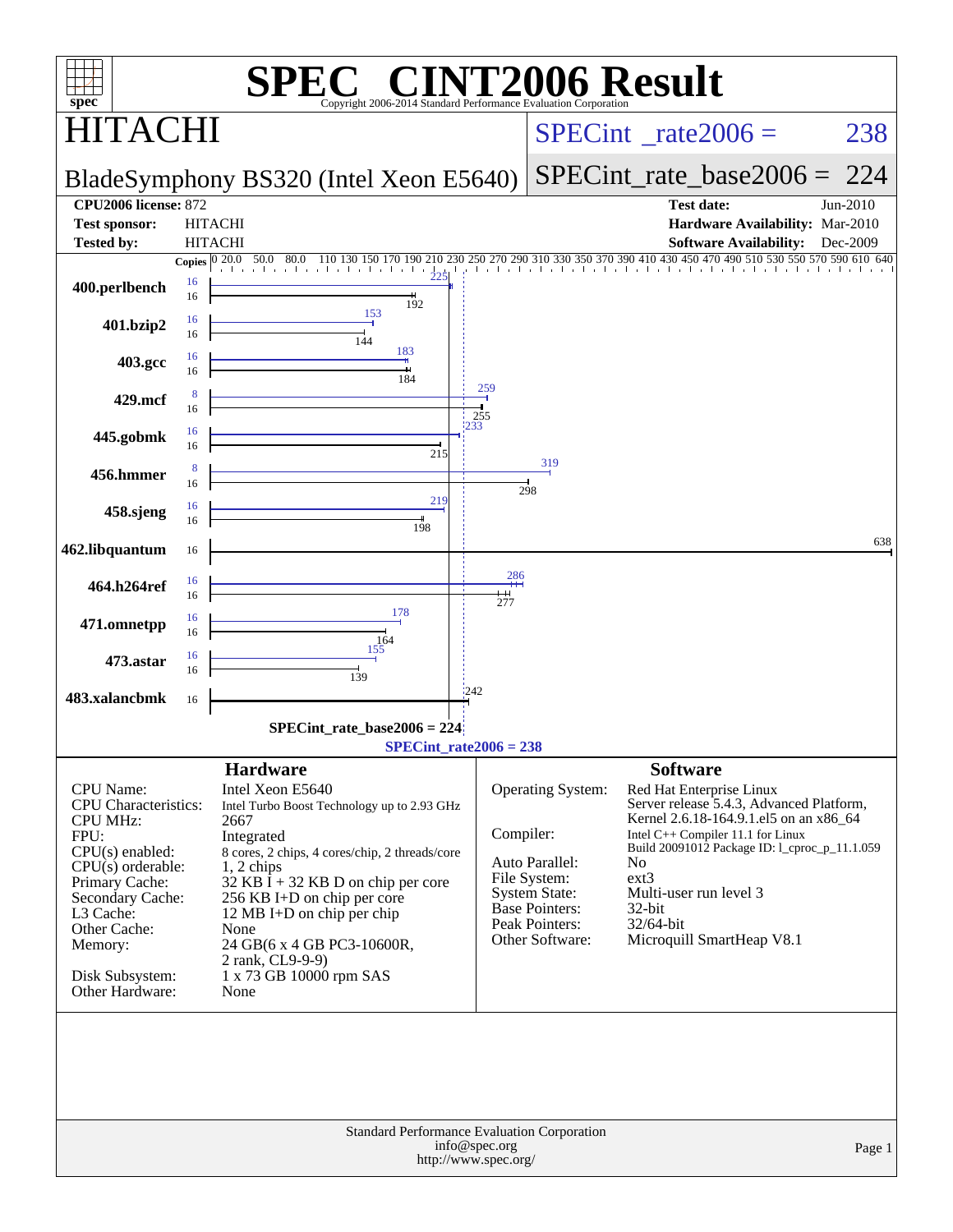# SPEC® CINT2006 Result

Copyright 2006-2014 Standard Performance Evaluation Corporation

## HITACHI

**BladeSymphony BS320 (Intel Xeon E5640)**

SPECint_rate2006 = 238

SPECint_rate_base2006 = 224

| | | | |
|---|---|---|---|
| **CPU2006 license:** 872 | | **Test date:** | Jun-2010 |
| **Test sponsor:** | HITACHI | **Hardware Availability:** | Mar-2010 |
| **Tested by:** | HITACHI | **Software Availability:** | Dec-2009 |

| Benchmark | Copies (peak) | Peak | Copies (base) | Base |
|---|---|---|---|---|
| 400.perlbench | 16 | 225 | 16 | 192 |
| 401.bzip2 | 16 | 153 | 16 | 144 |
| 403.gcc | 16 | 183 | 16 | 184 |
| 429.mcf | 8 | 259 | 16 | 255 |
| 445.gobmk | 16 | 233 | 16 | 215 |
| 456.hmmer | 8 | 319 | 16 | 298 |
| 458.sjeng | 16 | 219 | 16 | 198 |
| 462.libquantum | | | 16 | 638 |
| 464.h264ref | 16 | 286 | 16 | 277 |
| 471.omnetpp | 16 | 178 | 16 | 164 |
| 473.astar | 16 | 155 | 16 | 139 |
| 483.xalancbmk | | | 16 | 242 |

SPECint_rate_base2006 = 224

SPECint_rate2006 = 238

### Hardware

| | |
|---|---|
| CPU Name: | Intel Xeon E5640 |
| CPU Characteristics: | Intel Turbo Boost Technology up to 2.93 GHz |
| CPU MHz: | 2667 |
| FPU: | Integrated |
| CPU(s) enabled: | 8 cores, 2 chips, 4 cores/chip, 2 threads/core |
| CPU(s) orderable: | 1, 2 chips |
| Primary Cache: | 32 KB I + 32 KB D on chip per core |
| Secondary Cache: | 256 KB I+D on chip per core |
| L3 Cache: | 12 MB I+D on chip per chip |
| Other Cache: | None |
| Memory: | 24 GB(6 x 4 GB PC3-10600R, 2 rank, CL9-9-9) |
| Disk Subsystem: | 1 x 73 GB 10000 rpm SAS |
| Other Hardware: | None |

### Software

| | |
|---|---|
| Operating System: | Red Hat Enterprise Linux Server release 5.4.3, Advanced Platform, Kernel 2.6.18-164.9.1.el5 on an x86_64 |
| Compiler: | Intel C++ Compiler 11.1 for Linux Build 20091012 Package ID: l_cproc_p_11.1.059 |
| Auto Parallel: | No |
| File System: | ext3 |
| System State: | Multi-user run level 3 |
| Base Pointers: | 32-bit |
| Peak Pointers: | 32/64-bit |
| Other Software: | Microquill SmartHeap V8.1 |

Standard Performance Evaluation Corporation
info@spec.org
http://www.spec.org/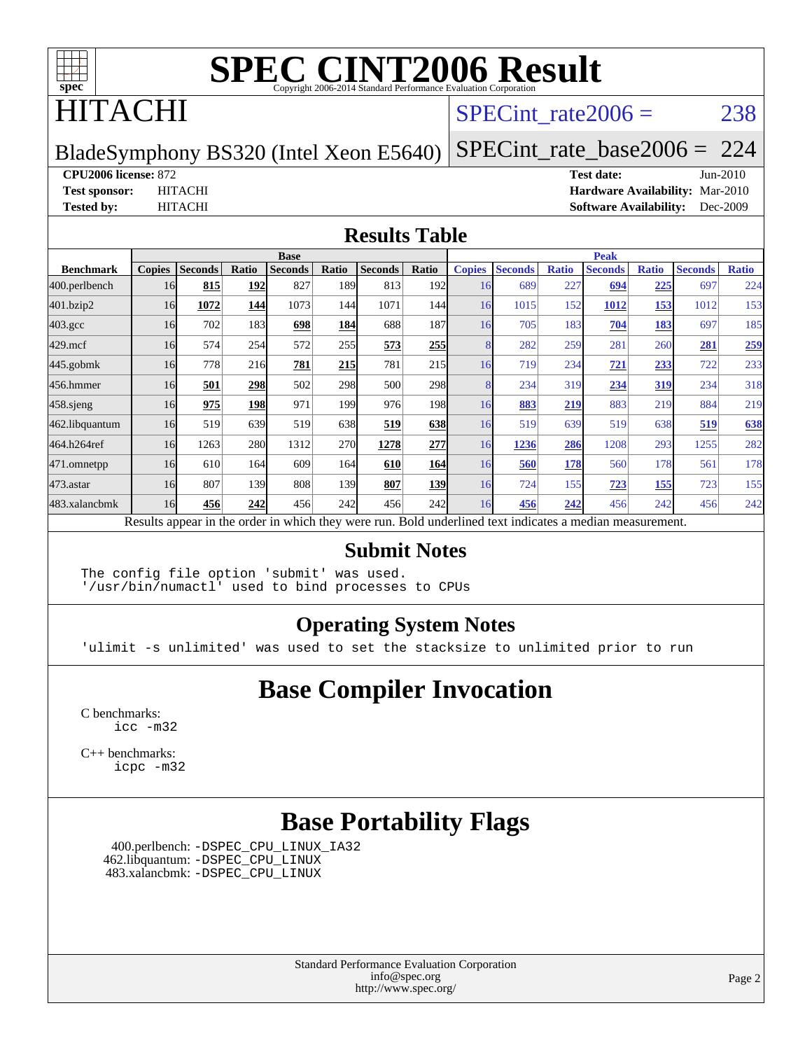# SPEC CINT2006 Result

Copyright 2006-2014 Standard Performance Evaluation Corporation

# HITACHI

BladeSymphony BS320 (Intel Xeon E5640)

SPECint_rate2006 = 238

SPECint_rate_base2006 = 224

**CPU2006 license:** 872
**Test sponsor:** HITACHI
**Tested by:** HITACHI

**Test date:** Jun-2010
**Hardware Availability:** Mar-2010
**Software Availability:** Dec-2009

## Results Table

| Benchmark | Base | | | | | | | Peak | | | | | | |
|---|---|---|---|---|---|---|---|---|---|---|---|---|---|---|
| | Copies | Seconds | Ratio | Seconds | Ratio | Seconds | Ratio | Copies | Seconds | Ratio | Seconds | Ratio | Seconds | Ratio |
| 400.perlbench | 16 | **815** | **192** | 827 | 189 | 813 | 192 | 16 | 689 | 227 | **694** | **225** | 697 | 224 |
| 401.bzip2 | 16 | **1072** | **144** | 1073 | 144 | 1071 | 144 | 16 | 1015 | 152 | **1012** | **153** | 1012 | 153 |
| 403.gcc | 16 | 702 | 183 | **698** | **184** | 688 | 187 | 16 | 705 | 183 | **704** | **183** | 697 | 185 |
| 429.mcf | 16 | 574 | 254 | 572 | 255 | **573** | **255** | 8 | 282 | 259 | 281 | 260 | **281** | **259** |
| 445.gobmk | 16 | 778 | 216 | **781** | **215** | 781 | 215 | 16 | 719 | 234 | **721** | **233** | 722 | 233 |
| 456.hmmer | 16 | **501** | **298** | 502 | 298 | 500 | 298 | 8 | 234 | 319 | **234** | **319** | 234 | 318 |
| 458.sjeng | 16 | **975** | **198** | 971 | 199 | 976 | 198 | 16 | **883** | **219** | 883 | 219 | 884 | 219 |
| 462.libquantum | 16 | 519 | 639 | 519 | 638 | **519** | **638** | 16 | 519 | 639 | 519 | 638 | **519** | **638** |
| 464.h264ref | 16 | 1263 | 280 | 1312 | 270 | **1278** | **277** | 16 | **1236** | **286** | 1208 | 293 | 1255 | 282 |
| 471.omnetpp | 16 | 610 | 164 | 609 | 164 | **610** | **164** | 16 | **560** | **178** | 560 | 178 | 561 | 178 |
| 473.astar | 16 | 807 | 139 | 808 | 139 | **807** | **139** | 16 | 724 | 155 | **723** | **155** | 723 | 155 |
| 483.xalancbmk | 16 | **456** | **242** | 456 | 242 | 456 | 242 | 16 | **456** | **242** | 456 | 242 | 456 | 242 |

Results appear in the order in which they were run. Bold underlined text indicates a median measurement.

## Submit Notes

```
The config file option 'submit' was used.
'/usr/bin/numactl' used to bind processes to CPUs
```

## Operating System Notes

```
'ulimit -s unlimited' was used to set the stacksize to unlimited prior to run
```

## Base Compiler Invocation

C benchmarks:
```
icc -m32
```

C++ benchmarks:
```
icpc -m32
```

## Base Portability Flags

400.perlbench: -DSPEC_CPU_LINUX_IA32
462.libquantum: -DSPEC_CPU_LINUX
483.xalancbmk: -DSPEC_CPU_LINUX

Standard Performance Evaluation Corporation
info@spec.org
http://www.spec.org/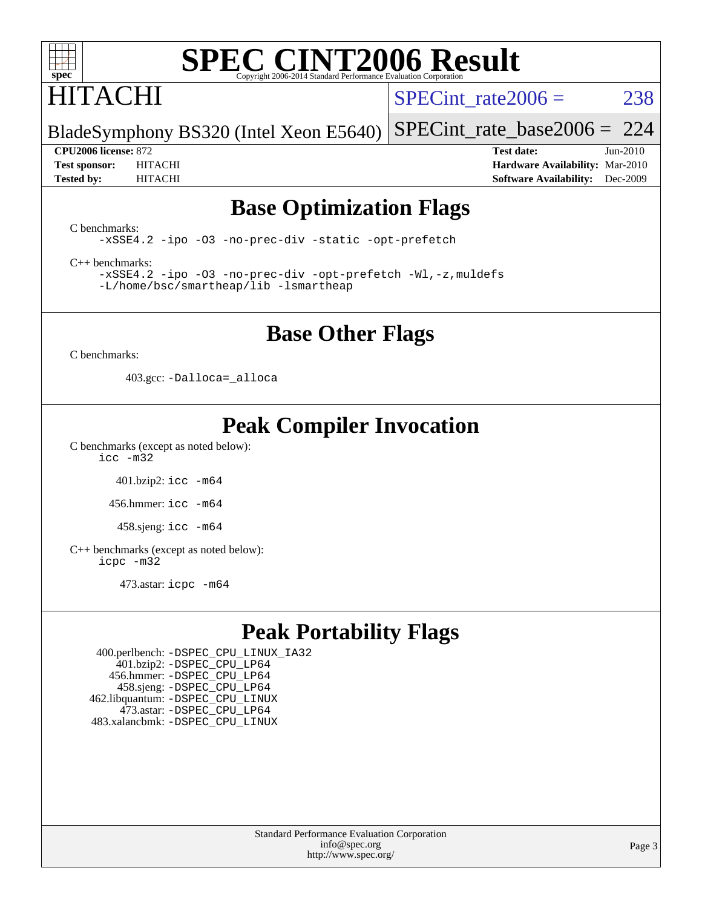# SPEC CINT2006 Result

Copyright 2006-2014 Standard Performance Evaluation Corporation

## HITACHI

BladeSymphony BS320 (Intel Xeon E5640)

SPECint_rate2006 = 238

SPECint_rate_base2006 = 224

| | | | |
|---|---|---|---|
| **CPU2006 license:** 872 | | **Test date:** | Jun-2010 |
| **Test sponsor:** | HITACHI | **Hardware Availability:** | Mar-2010 |
| **Tested by:** | HITACHI | **Software Availability:** | Dec-2009 |

## Base Optimization Flags

C benchmarks:

```
-xSSE4.2 -ipo -O3 -no-prec-div -static -opt-prefetch
```

C++ benchmarks:

```
-xSSE4.2 -ipo -O3 -no-prec-div -opt-prefetch -Wl,-z,muldefs
-L/home/bsc/smartheap/lib -lsmartheap
```

## Base Other Flags

C benchmarks:

403.gcc: `-Dalloca=_alloca`

## Peak Compiler Invocation

C benchmarks (except as noted below):

```
icc -m32
```

401.bzip2: `icc -m64`

456.hmmer: `icc -m64`

458.sjeng: `icc -m64`

C++ benchmarks (except as noted below):

```
icpc -m32
```

473.astar: `icpc -m64`

## Peak Portability Flags

400.perlbench: `-DSPEC_CPU_LINUX_IA32`
401.bzip2: `-DSPEC_CPU_LP64`
456.hmmer: `-DSPEC_CPU_LP64`
458.sjeng: `-DSPEC_CPU_LP64`
462.libquantum: `-DSPEC_CPU_LINUX`
473.astar: `-DSPEC_CPU_LP64`
483.xalancbmk: `-DSPEC_CPU_LINUX`

Standard Performance Evaluation Corporation
info@spec.org
http://www.spec.org/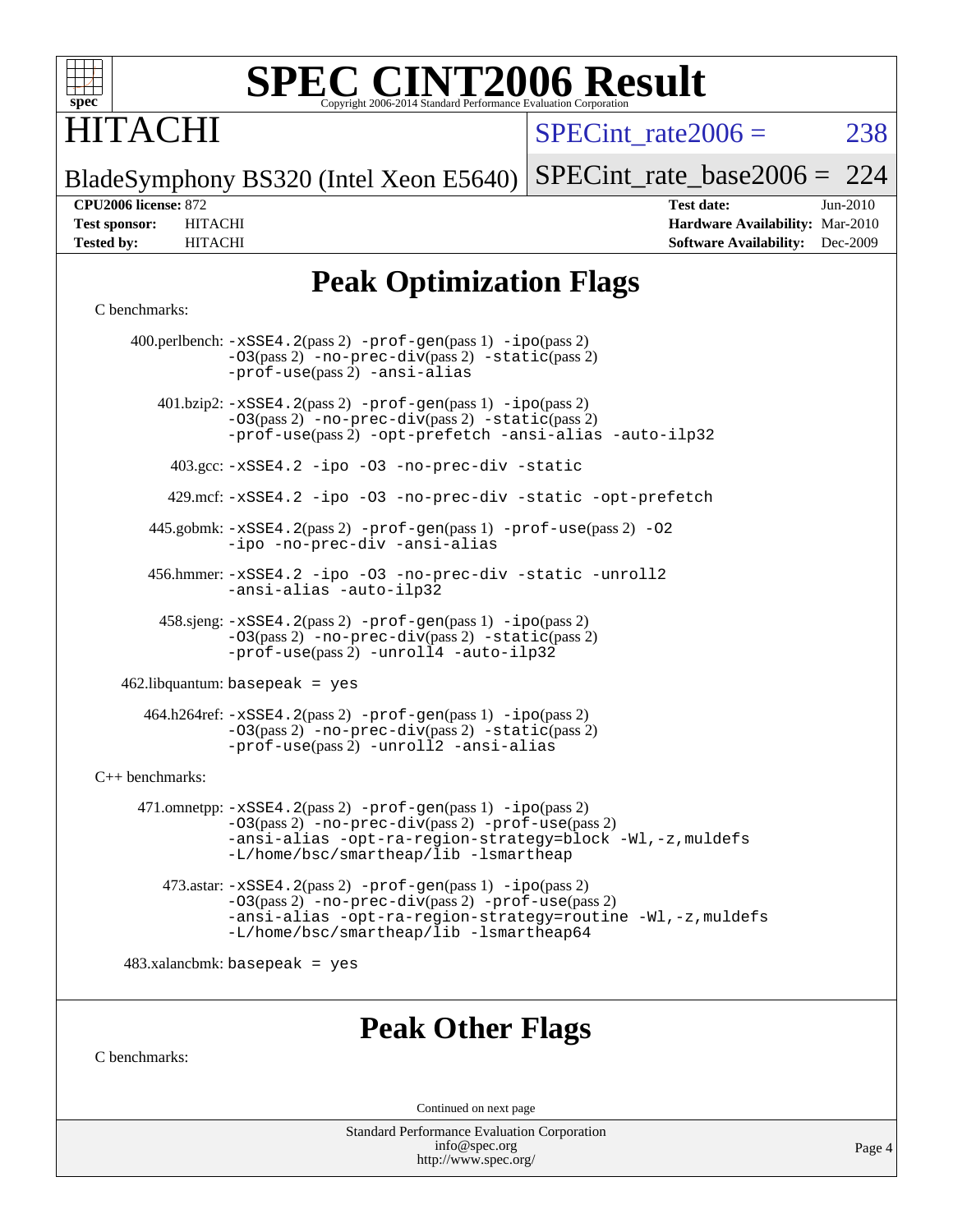# SPEC CINT2006 Result

Copyright 2006-2014 Standard Performance Evaluation Corporation

**HITACHI**

BladeSymphony BS320 (Intel Xeon E5640)

SPECint_rate2006 = 238

SPECint_rate_base2006 = 224

| | | | |
|---|---|---|---|
| **CPU2006 license:** 872 | | **Test date:** | Jun-2010 |
| **Test sponsor:** | HITACHI | **Hardware Availability:** | Mar-2010 |
| **Tested by:** | HITACHI | **Software Availability:** | Dec-2009 |

## Peak Optimization Flags

C benchmarks:

400.perlbench: -xSSE4.2(pass 2) -prof-gen(pass 1) -ipo(pass 2) -O3(pass 2) -no-prec-div(pass 2) -static(pass 2) -prof-use(pass 2) -ansi-alias

401.bzip2: -xSSE4.2(pass 2) -prof-gen(pass 1) -ipo(pass 2) -O3(pass 2) -no-prec-div(pass 2) -static(pass 2) -prof-use(pass 2) -opt-prefetch -ansi-alias -auto-ilp32

403.gcc: -xSSE4.2 -ipo -O3 -no-prec-div -static

429.mcf: -xSSE4.2 -ipo -O3 -no-prec-div -static -opt-prefetch

445.gobmk: -xSSE4.2(pass 2) -prof-gen(pass 1) -prof-use(pass 2) -O2 -ipo -no-prec-div -ansi-alias

456.hmmer: -xSSE4.2 -ipo -O3 -no-prec-div -static -unroll2 -ansi-alias -auto-ilp32

458.sjeng: -xSSE4.2(pass 2) -prof-gen(pass 1) -ipo(pass 2) -O3(pass 2) -no-prec-div(pass 2) -static(pass 2) -prof-use(pass 2) -unroll4 -auto-ilp32

462.libquantum: basepeak = yes

464.h264ref: -xSSE4.2(pass 2) -prof-gen(pass 1) -ipo(pass 2) -O3(pass 2) -no-prec-div(pass 2) -static(pass 2) -prof-use(pass 2) -unroll2 -ansi-alias

C++ benchmarks:

471.omnetpp: -xSSE4.2(pass 2) -prof-gen(pass 1) -ipo(pass 2) -O3(pass 2) -no-prec-div(pass 2) -prof-use(pass 2) -ansi-alias -opt-ra-region-strategy=block -Wl,-z,muldefs -L/home/bsc/smartheap/lib -lsmartheap

473.astar: -xSSE4.2(pass 2) -prof-gen(pass 1) -ipo(pass 2) -O3(pass 2) -no-prec-div(pass 2) -prof-use(pass 2) -ansi-alias -opt-ra-region-strategy=routine -Wl,-z,muldefs -L/home/bsc/smartheap/lib -lsmartheap64

483.xalancbmk: basepeak = yes

## Peak Other Flags

C benchmarks:

Continued on next page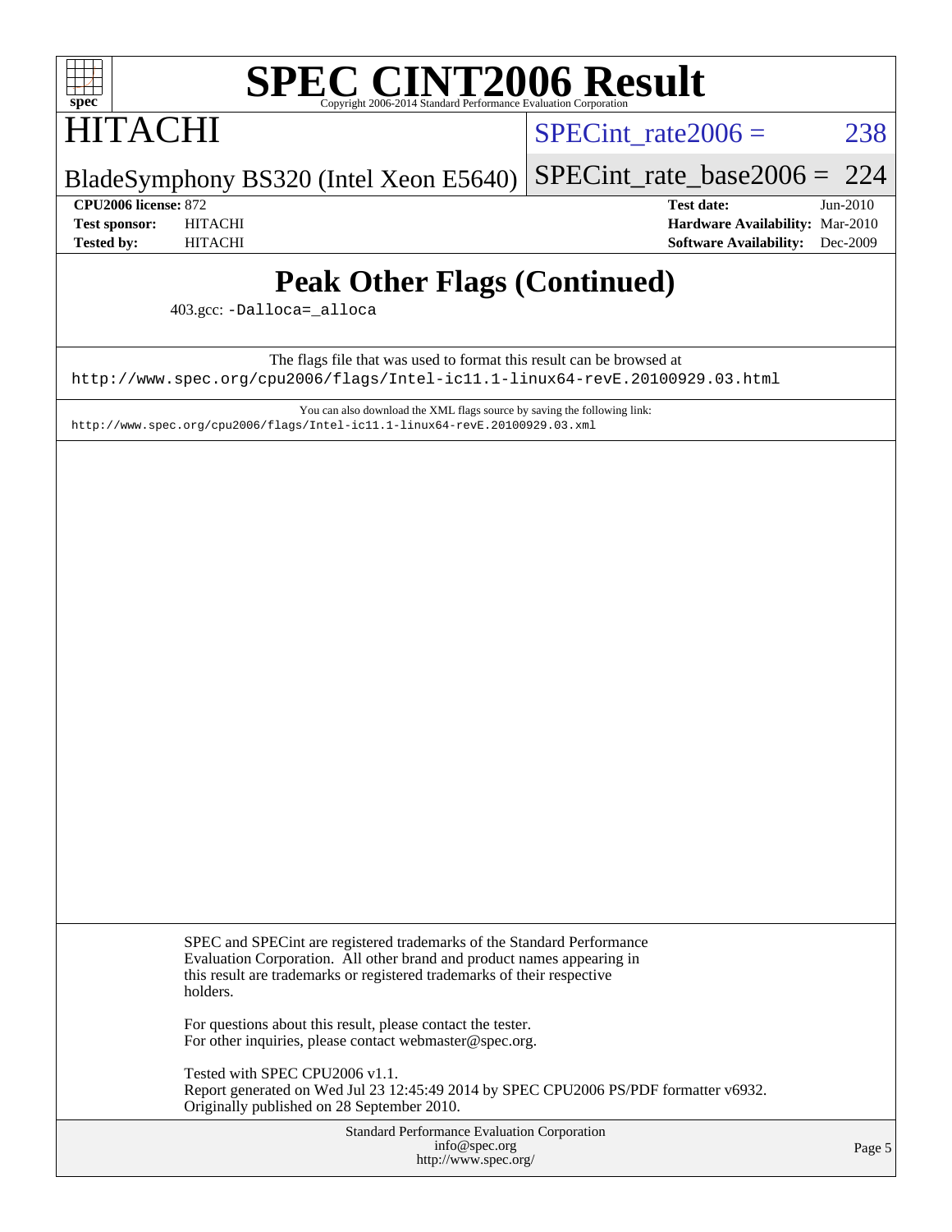## Peak Other Flags (Continued)

403.gcc: -Dalloca=_alloca

The flags file that was used to format this result can be browsed at
http://www.spec.org/cpu2006/flags/Intel-ic11.1-linux64-revE.20100929.03.html

You can also download the XML flags source by saving the following link:
http://www.spec.org/cpu2006/flags/Intel-ic11.1-linux64-revE.20100929.03.xml

SPEC and SPECint are registered trademarks of the Standard Performance Evaluation Corporation. All other brand and product names appearing in this result are trademarks or registered trademarks of their respective holders.

For questions about this result, please contact the tester.
For other inquiries, please contact webmaster@spec.org.

Tested with SPEC CPU2006 v1.1.
Report generated on Wed Jul 23 12:45:49 2014 by SPEC CPU2006 PS/PDF formatter v6932.
Originally published on 28 September 2010.